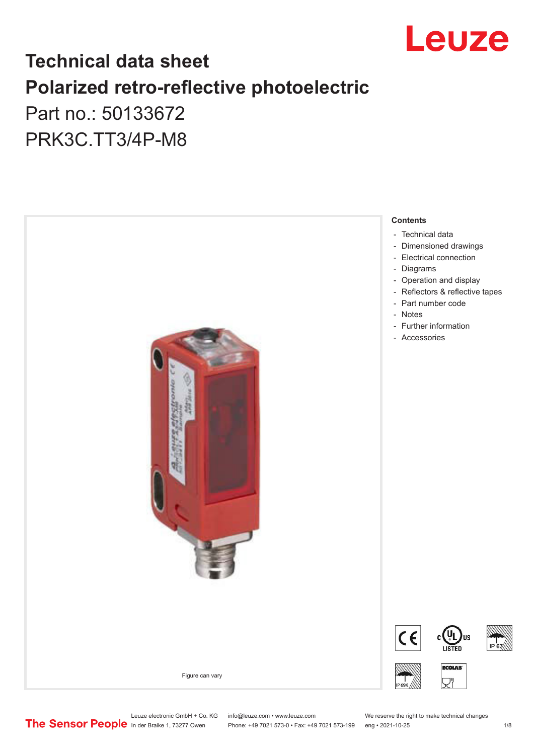# Technical data sheet

# Polarized retro-reflective photoelectric

Part no.: 50133672

PRK3C.TT3/4P-M8

Figure can vary

**Contents**

- Technical data
- Dimensioned drawings
- Electrical connection
- Diagrams
- Operation and display
- Reflectors & reflective tapes
- Part number code
- Notes
- Further information
- Accessories

Leuze electronic GmbH + Co. KG
In der Braike 1, 73277 Owen

info@leuze.com • www.leuze.com
Phone: +49 7021 573-0 • Fax: +49 7021 573-199

We reserve the right to make technical changes
eng • 2021-10-25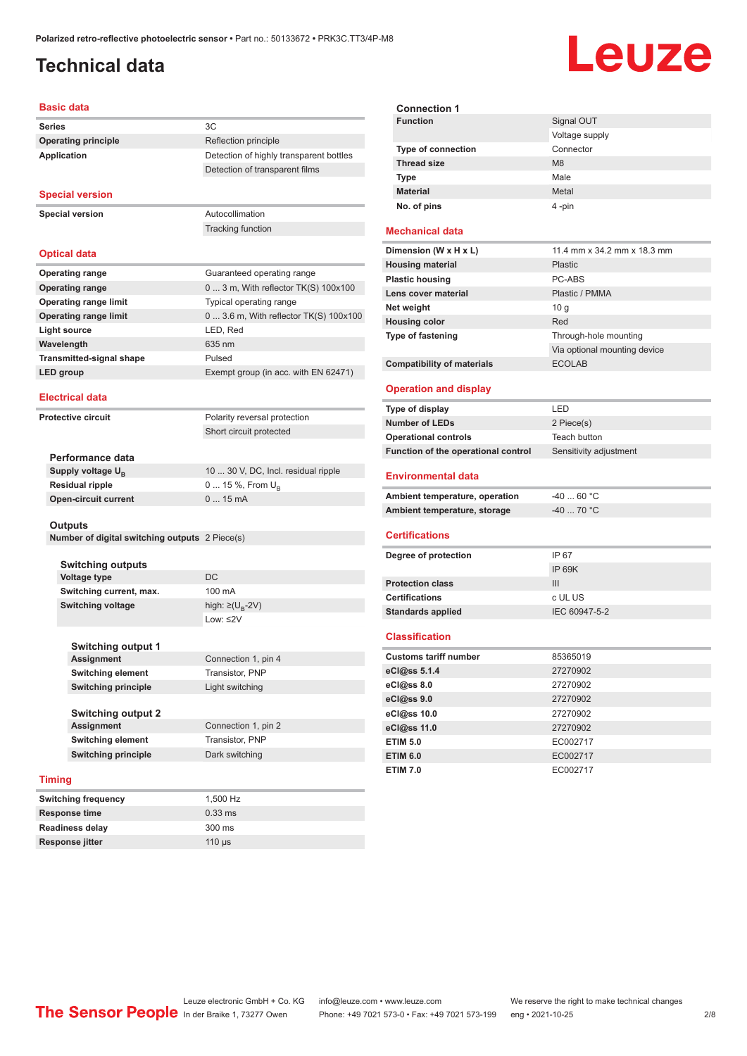# Technical data

## Basic data

| | |
|---|---|
| **Series** | 3C |
| **Operating principle** | Reflection principle |
| **Application** | Detection of highly transparent bottles |
| | Detection of transparent films |

## Special version

| | |
|---|---|
| **Special version** | Autocollimation |
| | Tracking function |

## Optical data

| | |
|---|---|
| **Operating range** | Guaranteed operating range |
| **Operating range** | 0 ... 3 m, With reflector TK(S) 100x100 |
| **Operating range limit** | Typical operating range |
| **Operating range limit** | 0 ... 3.6 m, With reflector TK(S) 100x100 |
| **Light source** | LED, Red |
| **Wavelength** | 635 nm |
| **Transmitted-signal shape** | Pulsed |
| **LED group** | Exempt group (in acc. with EN 62471) |

## Electrical data

| | |
|---|---|
| **Protective circuit** | Polarity reversal protection |
| | Short circuit protected |

### Performance data

| | |
|---|---|
| **Supply voltage $U_B$** | 10 ... 30 V, DC, Incl. residual ripple |
| **Residual ripple** | 0 ... 15 %, From $U_B$ |
| **Open-circuit current** | 0 ... 15 mA |

### Outputs

| | |
|---|---|
| **Number of digital switching outputs** | 2 Piece(s) |

### Switching outputs

| | |
|---|---|
| **Voltage type** | DC |
| **Switching current, max.** | 100 mA |
| **Switching voltage** | high: ≥($U_B$-2V) |
| | Low: ≤2V |

### Switching output 1

| | |
|---|---|
| **Assignment** | Connection 1, pin 4 |
| **Switching element** | Transistor, PNP |
| **Switching principle** | Light switching |

### Switching output 2

| | |
|---|---|
| **Assignment** | Connection 1, pin 2 |
| **Switching element** | Transistor, PNP |
| **Switching principle** | Dark switching |

## Timing

| | |
|---|---|
| **Switching frequency** | 1,500 Hz |
| **Response time** | 0.33 ms |
| **Readiness delay** | 300 ms |
| **Response jitter** | 110 µs |

### Connection 1

| | |
|---|---|
| **Function** | Signal OUT |
| | Voltage supply |
| **Type of connection** | Connector |
| **Thread size** | M8 |
| **Type** | Male |
| **Material** | Metal |
| **No. of pins** | 4 -pin |

## Mechanical data

| | |
|---|---|
| **Dimension (W x H x L)** | 11.4 mm x 34.2 mm x 18.3 mm |
| **Housing material** | Plastic |
| **Plastic housing** | PC-ABS |
| **Lens cover material** | Plastic / PMMA |
| **Net weight** | 10 g |
| **Housing color** | Red |
| **Type of fastening** | Through-hole mounting |
| | Via optional mounting device |
| **Compatibility of materials** | ECOLAB |

## Operation and display

| | |
|---|---|
| **Type of display** | LED |
| **Number of LEDs** | 2 Piece(s) |
| **Operational controls** | Teach button |
| **Function of the operational control** | Sensitivity adjustment |

## Environmental data

| | |
|---|---|
| **Ambient temperature, operation** | -40 ... 60 °C |
| **Ambient temperature, storage** | -40 ... 70 °C |

## Certifications

| | |
|---|---|
| **Degree of protection** | IP 67 |
| | IP 69K |
| **Protection class** | III |
| **Certifications** | c UL US |
| **Standards applied** | IEC 60947-5-2 |

## Classification

| | |
|---|---|
| **Customs tariff number** | 85365019 |
| **eCl@ss 5.1.4** | 27270902 |
| **eCl@ss 8.0** | 27270902 |
| **eCl@ss 9.0** | 27270902 |
| **eCl@ss 10.0** | 27270902 |
| **eCl@ss 11.0** | 27270902 |
| **ETIM 5.0** | EC002717 |
| **ETIM 6.0** | EC002717 |
| **ETIM 7.0** | EC002717 |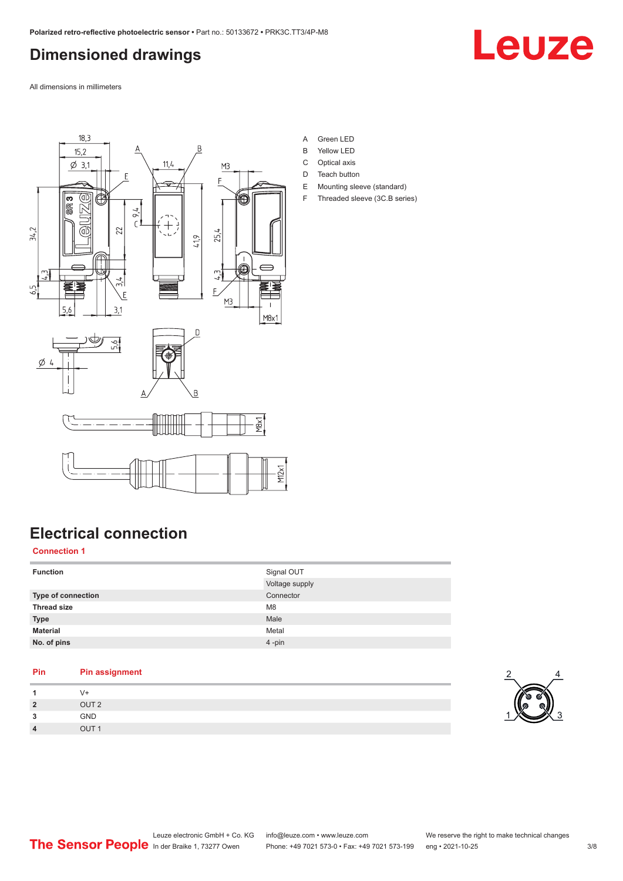# Dimensioned drawings

All dimensions in millimeters

A Green LED
B Yellow LED
C Optical axis
D Teach button
E Mounting sleeve (standard)
F Threaded sleeve (3C.B series)

# Electrical connection

## Connection 1

| Function | Signal OUT |
|---|---|
| | Voltage supply |
| **Type of connection** | Connector |
| **Thread size** | M8 |
| **Type** | Male |
| **Material** | Metal |
| **No. of pins** | 4 -pin |

| Pin | Pin assignment |
|---|---|
| 1 | V+ |
| 2 | OUT 2 |
| 3 | GND |
| 4 | OUT 1 |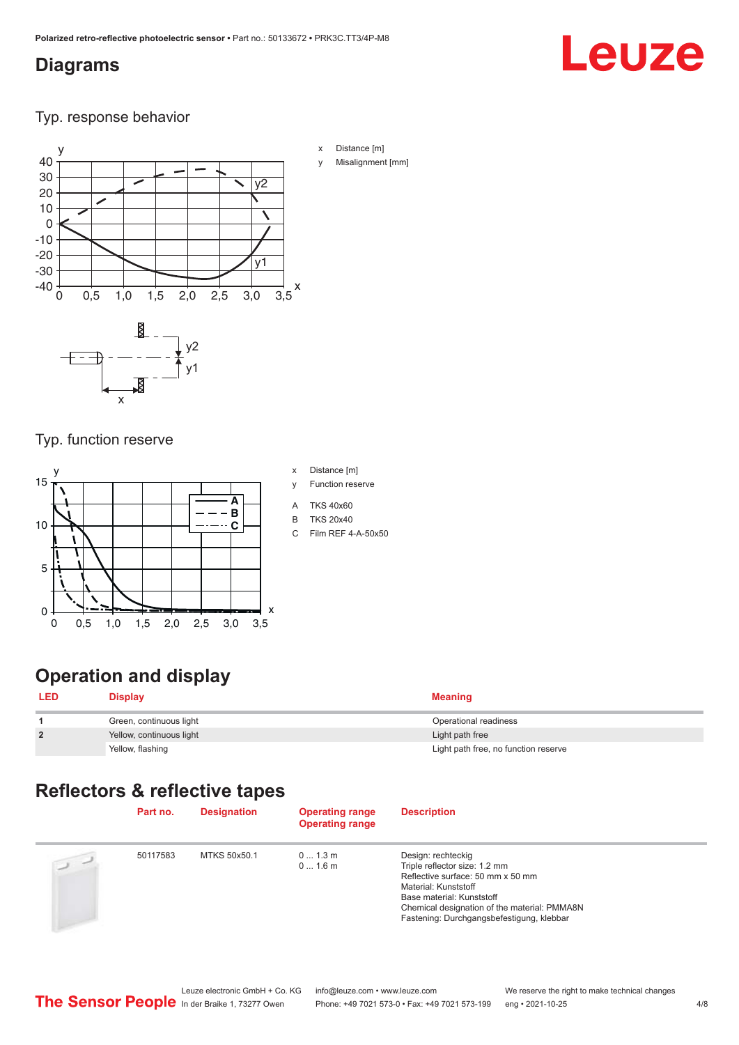## Diagrams

### Typ. response behavior

x Distance [m]

y Misalignment [mm]

### Typ. function reserve

x Distance [m]

y Function reserve

A TKS 40x60

B TKS 20x40

C Film REF 4-A-50x50

## Operation and display

| LED | Display | Meaning |
|---|---|---|
| 1 | Green, continuous light | Operational readiness |
| 2 | Yellow, continuous light | Light path free |
| | Yellow, flashing | Light path free, no function reserve |

## Reflectors & reflective tapes

| | Part no. | Designation | Operating range Operating range | Description |
|---|---|---|---|---|
| | 50117583 | MTKS 50x50.1 | 0 ... 1.3 m<br>0 ... 1.6 m | Design: rechteckig<br>Triple reflector size: 1.2 mm<br>Reflective surface: 50 mm x 50 mm<br>Material: Kunststoff<br>Base material: Kunststoff<br>Chemical designation of the material: PMMA8N<br>Fastening: Durchgangsbefestigung, klebbar |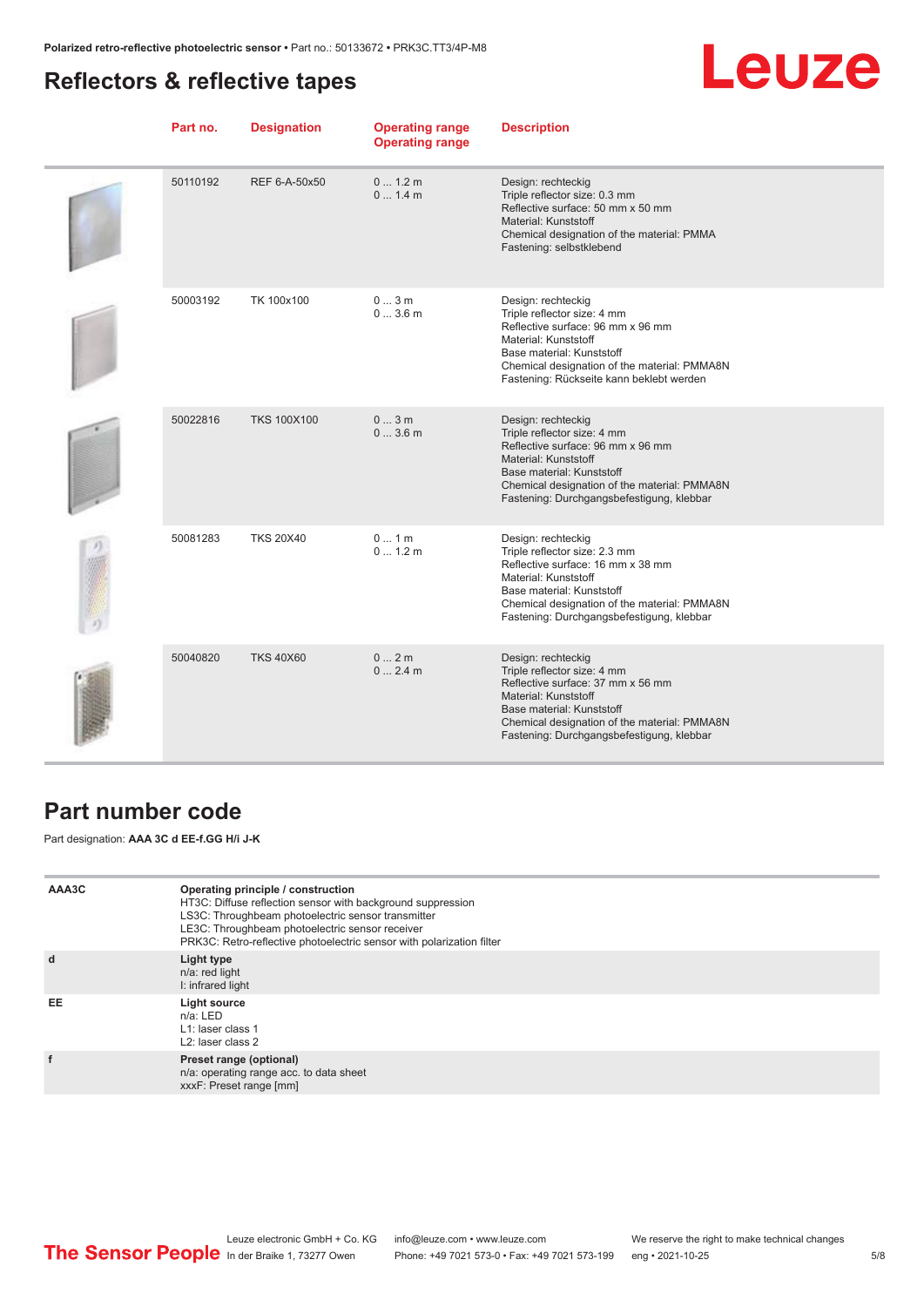## Reflectors & reflective tapes

| Part no. | Designation | Operating range<br>Operating range | Description |
|---|---|---|---|
| 50110192 | REF 6-A-50x50 | 0 ... 1.2 m<br>0 ... 1.4 m | Design: rechteckig<br>Triple reflector size: 0.3 mm<br>Reflective surface: 50 mm x 50 mm<br>Material: Kunststoff<br>Chemical designation of the material: PMMA<br>Fastening: selbstklebend |
| 50003192 | TK 100x100 | 0 ... 3 m<br>0 ... 3.6 m | Design: rechteckig<br>Triple reflector size: 4 mm<br>Reflective surface: 96 mm x 96 mm<br>Material: Kunststoff<br>Base material: Kunststoff<br>Chemical designation of the material: PMMA8N<br>Fastening: Rückseite kann beklebt werden |
| 50022816 | TKS 100X100 | 0 ... 3 m<br>0 ... 3.6 m | Design: rechteckig<br>Triple reflector size: 4 mm<br>Reflective surface: 96 mm x 96 mm<br>Material: Kunststoff<br>Base material: Kunststoff<br>Chemical designation of the material: PMMA8N<br>Fastening: Durchgangsbefestigung, klebbar |
| 50081283 | TKS 20X40 | 0 ... 1 m<br>0 ... 1.2 m | Design: rechteckig<br>Triple reflector size: 2.3 mm<br>Reflective surface: 16 mm x 38 mm<br>Material: Kunststoff<br>Base material: Kunststoff<br>Chemical designation of the material: PMMA8N<br>Fastening: Durchgangsbefestigung, klebbar |
| 50040820 | TKS 40X60 | 0 ... 2 m<br>0 ... 2.4 m | Design: rechteckig<br>Triple reflector size: 4 mm<br>Reflective surface: 37 mm x 56 mm<br>Material: Kunststoff<br>Base material: Kunststoff<br>Chemical designation of the material: PMMA8N<br>Fastening: Durchgangsbefestigung, klebbar |

## Part number code

Part designation: **AAA 3C d EE-f.GG H/i J-K**

| | |
|---|---|
| AAA3C | **Operating principle / construction**<br>HT3C: Diffuse reflection sensor with background suppression<br>LS3C: Throughbeam photoelectric sensor transmitter<br>LE3C: Throughbeam photoelectric sensor receiver<br>PRK3C: Retro-reflective photoelectric sensor with polarization filter |
| d | **Light type**<br>n/a: red light<br>I: infrared light |
| EE | **Light source**<br>n/a: LED<br>L1: laser class 1<br>L2: laser class 2 |
| f | **Preset range (optional)**<br>n/a: operating range acc. to data sheet<br>xxxF: Preset range [mm] |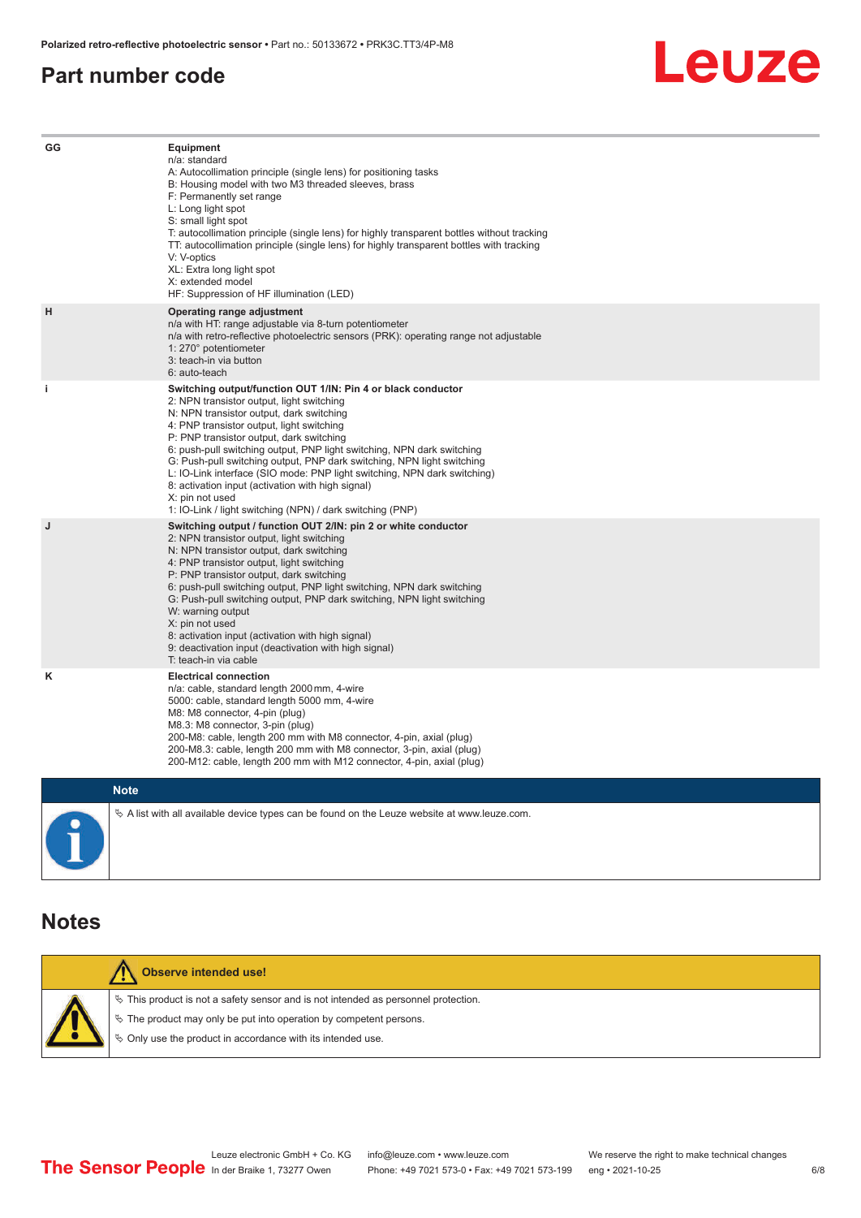## Part number code

| | |
|---|---|
| GG | **Equipment**<br>n/a: standard<br>A: Autocollimation principle (single lens) for positioning tasks<br>B: Housing model with two M3 threaded sleeves, brass<br>F: Permanently set range<br>L: Long light spot<br>S: small light spot<br>T: autocollimation principle (single lens) for highly transparent bottles without tracking<br>TT: autocollimation principle (single lens) for highly transparent bottles with tracking<br>V: V-optics<br>XL: Extra long light spot<br>X: extended model<br>HF: Suppression of HF illumination (LED) |
| H | **Operating range adjustment**<br>n/a with HT: range adjustable via 8-turn potentiometer<br>n/a with retro-reflective photoelectric sensors (PRK): operating range not adjustable<br>1: 270° potentiometer<br>3: teach-in via button<br>6: auto-teach |
| i | **Switching output/function OUT 1/IN: Pin 4 or black conductor**<br>2: NPN transistor output, light switching<br>N: NPN transistor output, dark switching<br>4: PNP transistor output, light switching<br>P: PNP transistor output, dark switching<br>6: push-pull switching output, PNP light switching, NPN dark switching<br>G: Push-pull switching output, PNP dark switching, NPN light switching<br>L: IO-Link interface (SIO mode: PNP light switching, NPN dark switching)<br>8: activation input (activation with high signal)<br>X: pin not used<br>1: IO-Link / light switching (NPN) / dark switching (PNP) |
| J | **Switching output / function OUT 2/IN: pin 2 or white conductor**<br>2: NPN transistor output, light switching<br>N: NPN transistor output, dark switching<br>4: PNP transistor output, light switching<br>P: PNP transistor output, dark switching<br>6: push-pull switching output, PNP light switching, NPN dark switching<br>G: Push-pull switching output, PNP dark switching, NPN light switching<br>W: warning output<br>X: pin not used<br>8: activation input (activation with high signal)<br>9: deactivation input (deactivation with high signal)<br>T: teach-in via cable |
| K | **Electrical connection**<br>n/a: cable, standard length 2000 mm, 4-wire<br>5000: cable, standard length 5000 mm, 4-wire<br>M8: M8 connector, 4-pin (plug)<br>M8.3: M8 connector, 3-pin (plug)<br>200-M8: cable, length 200 mm with M8 connector, 4-pin, axial (plug)<br>200-M8.3: cable, length 200 mm with M8 connector, 3-pin, axial (plug)<br>200-M12: cable, length 200 mm with M12 connector, 4-pin, axial (plug) |

**Note**

- A list with all available device types can be found on the Leuze website at www.leuze.com.

## Notes

**Observe intended use!**

- This product is not a safety sensor and is not intended as personnel protection.
- The product may only be put into operation by competent persons.
- Only use the product in accordance with its intended use.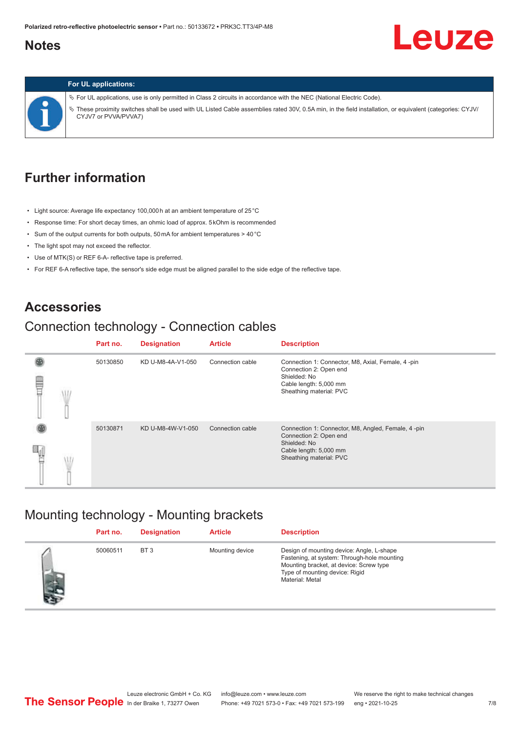## Notes

**For UL applications:**

- For UL applications, use is only permitted in Class 2 circuits in accordance with the NEC (National Electric Code).
- These proximity switches shall be used with UL Listed Cable assemblies rated 30V, 0.5A min, in the field installation, or equivalent (categories: CYJV/CYJV7 or PVVA/PVVA7)

## Further information

- Light source: Average life expectancy 100,000 h at an ambient temperature of 25 °C
- Response time: For short decay times, an ohmic load of approx. 5 kOhm is recommended
- Sum of the output currents for both outputs, 50 mA for ambient temperatures > 40 °C
- The light spot may not exceed the reflector.
- Use of MTK(S) or REF 6-A- reflective tape is preferred.
- For REF 6-A reflective tape, the sensor's side edge must be aligned parallel to the side edge of the reflective tape.

## Accessories

### Connection technology - Connection cables

| Part no. | Designation | Article | Description |
|---|---|---|---|
| 50130850 | KD U-M8-4A-V1-050 | Connection cable | Connection 1: Connector, M8, Axial, Female, 4 -pin<br>Connection 2: Open end<br>Shielded: No<br>Cable length: 5,000 mm<br>Sheathing material: PVC |
| 50130871 | KD U-M8-4W-V1-050 | Connection cable | Connection 1: Connector, M8, Angled, Female, 4 -pin<br>Connection 2: Open end<br>Shielded: No<br>Cable length: 5,000 mm<br>Sheathing material: PVC |

### Mounting technology - Mounting brackets

| Part no. | Designation | Article | Description |
|---|---|---|---|
| 50060511 | BT 3 | Mounting device | Design of mounting device: Angle, L-shape<br>Fastening, at system: Through-hole mounting<br>Mounting bracket, at device: Screw type<br>Type of mounting device: Rigid<br>Material: Metal |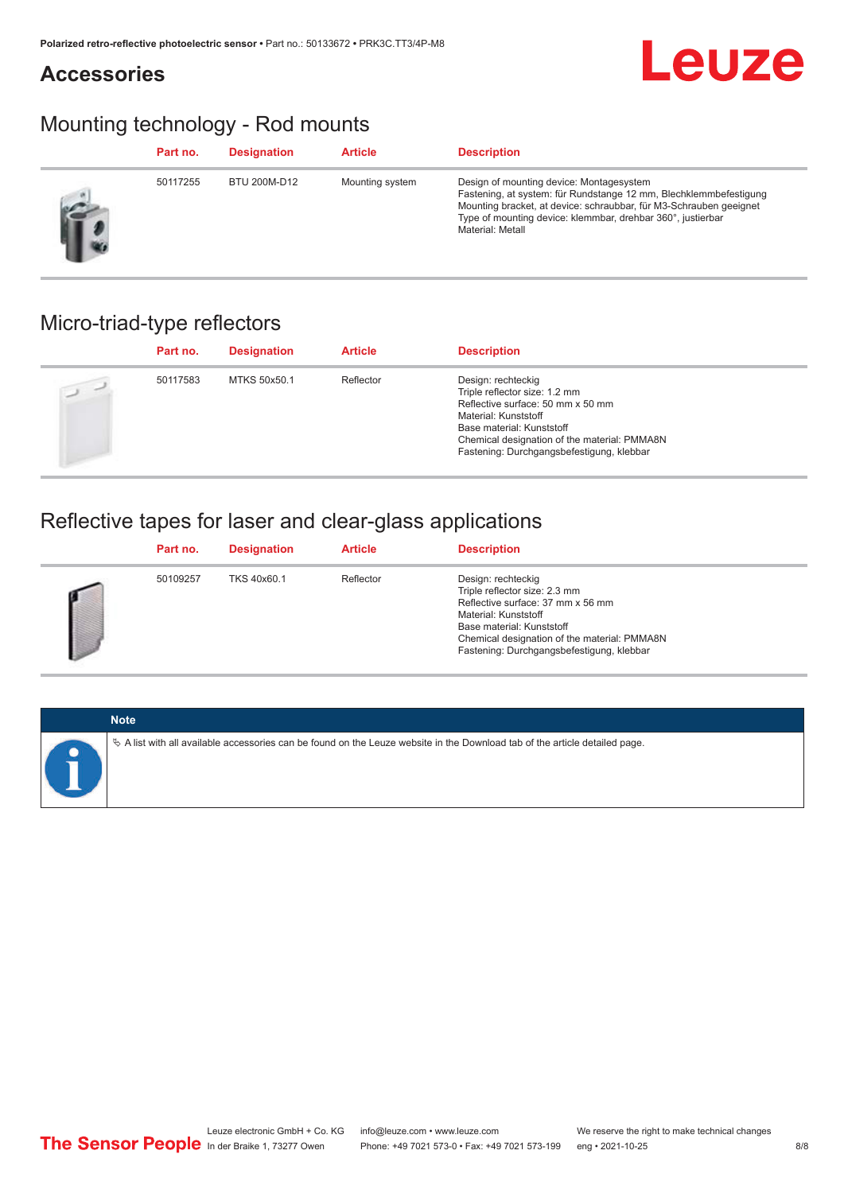## Accessories

### Mounting technology - Rod mounts

| | Part no. | Designation | Article | Description |
|---|---|---|---|---|
| | 50117255 | BTU 200M-D12 | Mounting system | Design of mounting device: Montagesystem<br>Fastening, at system: für Rundstange 12 mm, Blechklemmbefestigung<br>Mounting bracket, at device: schraubbar, für M3-Schrauben geeignet<br>Type of mounting device: klemmbar, drehbar 360°, justierbar<br>Material: Metall |

### Micro-triad-type reflectors

| | Part no. | Designation | Article | Description |
|---|---|---|---|---|
| | 50117583 | MTKS 50x50.1 | Reflector | Design: rechteckig<br>Triple reflector size: 1.2 mm<br>Reflective surface: 50 mm x 50 mm<br>Material: Kunststoff<br>Base material: Kunststoff<br>Chemical designation of the material: PMMA8N<br>Fastening: Durchgangsbefestigung, klebbar |

### Reflective tapes for laser and clear-glass applications

| | Part no. | Designation | Article | Description |
|---|---|---|---|---|
| | 50109257 | TKS 40x60.1 | Reflector | Design: rechteckig<br>Triple reflector size: 2.3 mm<br>Reflective surface: 37 mm x 56 mm<br>Material: Kunststoff<br>Base material: Kunststoff<br>Chemical designation of the material: PMMA8N<br>Fastening: Durchgangsbefestigung, klebbar |

**Note**

↳ A list with all available accessories can be found on the Leuze website in the Download tab of the article detailed page.